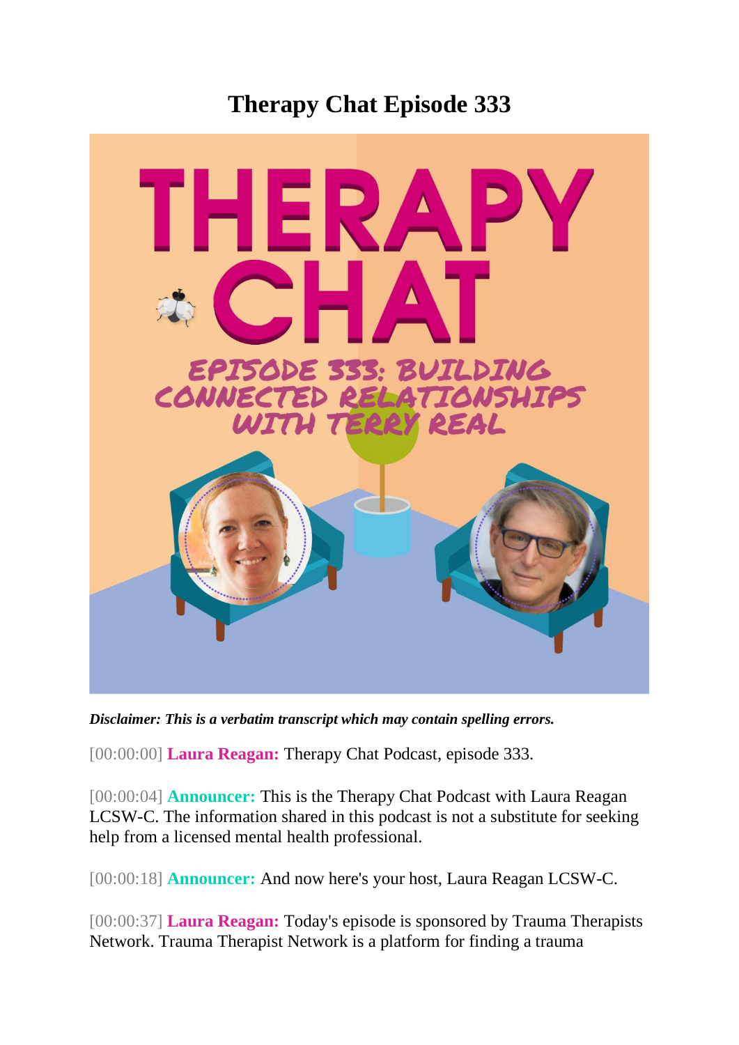# Therapy Chat Episode 333

***Disclaimer: This is a verbatim transcript which may contain spelling errors.***

[00:00:00] **Laura Reagan:** Therapy Chat Podcast, episode 333.

[00:00:04] **Announcer:** This is the Therapy Chat Podcast with Laura Reagan LCSW-C. The information shared in this podcast is not a substitute for seeking help from a licensed mental health professional.

[00:00:18] **Announcer:** And now here's your host, Laura Reagan LCSW-C.

[00:00:37] **Laura Reagan:** Today's episode is sponsored by Trauma Therapists Network. Trauma Therapist Network is a platform for finding a trauma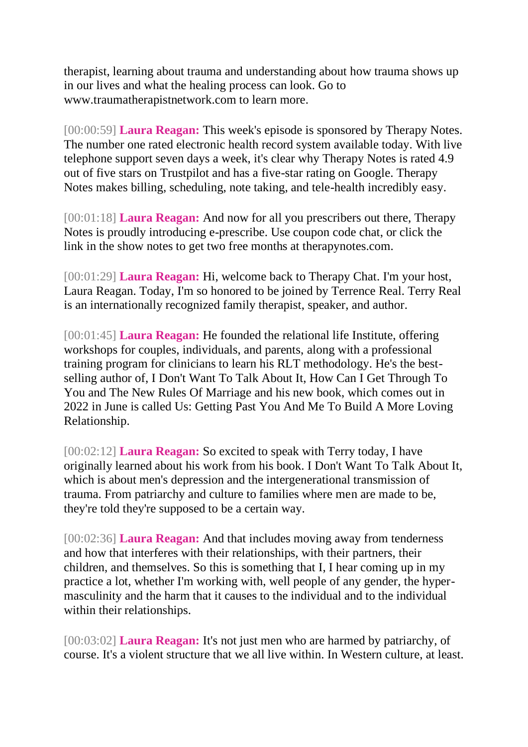therapist, learning about trauma and understanding about how trauma shows up in our lives and what the healing process can look. Go to www.traumatherapistnetwork.com to learn more.

[00:00:59] **Laura Reagan:** This week's episode is sponsored by Therapy Notes. The number one rated electronic health record system available today. With live telephone support seven days a week, it's clear why Therapy Notes is rated 4.9 out of five stars on Trustpilot and has a five-star rating on Google. Therapy Notes makes billing, scheduling, note taking, and tele-health incredibly easy.

[00:01:18] **Laura Reagan:** And now for all you prescribers out there, Therapy Notes is proudly introducing e-prescribe. Use coupon code chat, or click the link in the show notes to get two free months at therapynotes.com.

[00:01:29] **Laura Reagan:** Hi, welcome back to Therapy Chat. I'm your host, Laura Reagan. Today, I'm so honored to be joined by Terrence Real. Terry Real is an internationally recognized family therapist, speaker, and author.

[00:01:45] **Laura Reagan:** He founded the relational life Institute, offering workshops for couples, individuals, and parents, along with a professional training program for clinicians to learn his RLT methodology. He's the best-selling author of, I Don't Want To Talk About It, How Can I Get Through To You and The New Rules Of Marriage and his new book, which comes out in 2022 in June is called Us: Getting Past You And Me To Build A More Loving Relationship.

[00:02:12] **Laura Reagan:** So excited to speak with Terry today, I have originally learned about his work from his book. I Don't Want To Talk About It, which is about men's depression and the intergenerational transmission of trauma. From patriarchy and culture to families where men are made to be, they're told they're supposed to be a certain way.

[00:02:36] **Laura Reagan:** And that includes moving away from tenderness and how that interferes with their relationships, with their partners, their children, and themselves. So this is something that I, I hear coming up in my practice a lot, whether I'm working with, well people of any gender, the hyper-masculinity and the harm that it causes to the individual and to the individual within their relationships.

[00:03:02] **Laura Reagan:** It's not just men who are harmed by patriarchy, of course. It's a violent structure that we all live within. In Western culture, at least.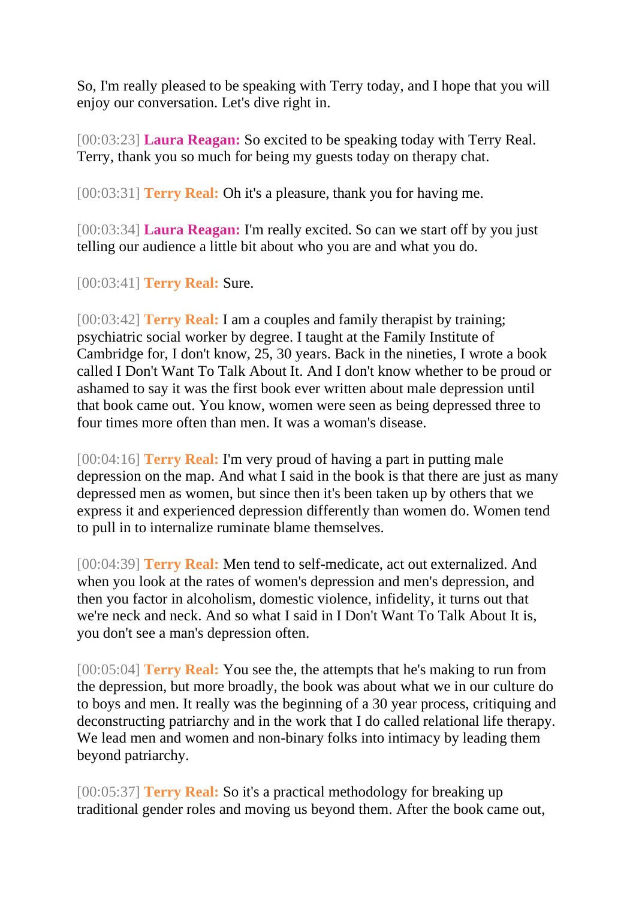So, I'm really pleased to be speaking with Terry today, and I hope that you will enjoy our conversation. Let's dive right in.

[00:03:23] **Laura Reagan:** So excited to be speaking today with Terry Real. Terry, thank you so much for being my guests today on therapy chat.

[00:03:31] **Terry Real:** Oh it's a pleasure, thank you for having me.

[00:03:34] **Laura Reagan:** I'm really excited. So can we start off by you just telling our audience a little bit about who you are and what you do.

[00:03:41] **Terry Real:** Sure.

[00:03:42] **Terry Real:** I am a couples and family therapist by training; psychiatric social worker by degree. I taught at the Family Institute of Cambridge for, I don't know, 25, 30 years. Back in the nineties, I wrote a book called I Don't Want To Talk About It. And I don't know whether to be proud or ashamed to say it was the first book ever written about male depression until that book came out. You know, women were seen as being depressed three to four times more often than men. It was a woman's disease.

[00:04:16] **Terry Real:** I'm very proud of having a part in putting male depression on the map. And what I said in the book is that there are just as many depressed men as women, but since then it's been taken up by others that we express it and experienced depression differently than women do. Women tend to pull in to internalize ruminate blame themselves.

[00:04:39] **Terry Real:** Men tend to self-medicate, act out externalized. And when you look at the rates of women's depression and men's depression, and then you factor in alcoholism, domestic violence, infidelity, it turns out that we're neck and neck. And so what I said in I Don't Want To Talk About It is, you don't see a man's depression often.

[00:05:04] **Terry Real:** You see the, the attempts that he's making to run from the depression, but more broadly, the book was about what we in our culture do to boys and men. It really was the beginning of a 30 year process, critiquing and deconstructing patriarchy and in the work that I do called relational life therapy. We lead men and women and non-binary folks into intimacy by leading them beyond patriarchy.

[00:05:37] **Terry Real:** So it's a practical methodology for breaking up traditional gender roles and moving us beyond them. After the book came out,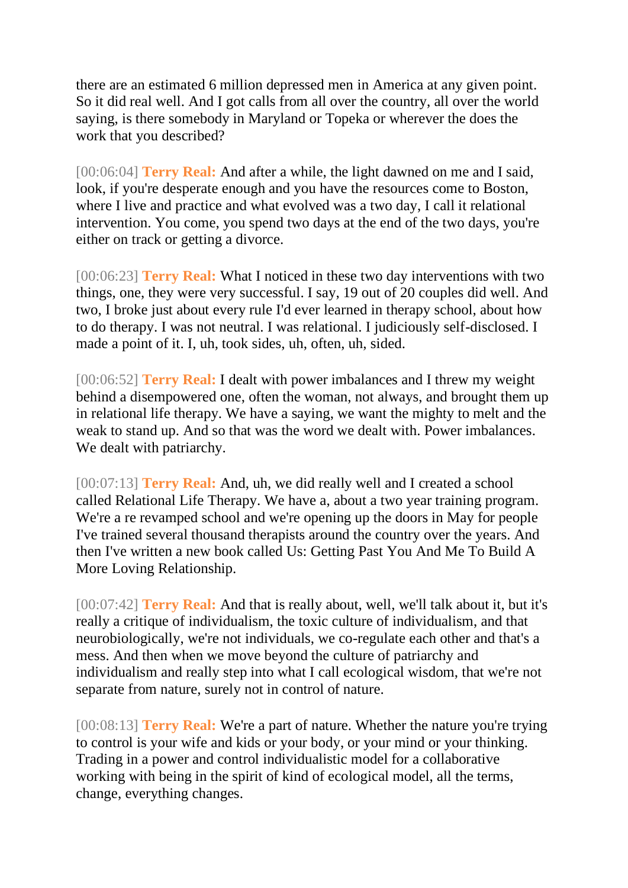there are an estimated 6 million depressed men in America at any given point. So it did real well. And I got calls from all over the country, all over the world saying, is there somebody in Maryland or Topeka or wherever the does the work that you described?

[00:06:04] **Terry Real:** And after a while, the light dawned on me and I said, look, if you're desperate enough and you have the resources come to Boston, where I live and practice and what evolved was a two day, I call it relational intervention. You come, you spend two days at the end of the two days, you're either on track or getting a divorce.

[00:06:23] **Terry Real:** What I noticed in these two day interventions with two things, one, they were very successful. I say, 19 out of 20 couples did well. And two, I broke just about every rule I'd ever learned in therapy school, about how to do therapy. I was not neutral. I was relational. I judiciously self-disclosed. I made a point of it. I, uh, took sides, uh, often, uh, sided.

[00:06:52] **Terry Real:** I dealt with power imbalances and I threw my weight behind a disempowered one, often the woman, not always, and brought them up in relational life therapy. We have a saying, we want the mighty to melt and the weak to stand up. And so that was the word we dealt with. Power imbalances. We dealt with patriarchy.

[00:07:13] **Terry Real:** And, uh, we did really well and I created a school called Relational Life Therapy. We have a, about a two year training program. We're a re revamped school and we're opening up the doors in May for people I've trained several thousand therapists around the country over the years. And then I've written a new book called Us: Getting Past You And Me To Build A More Loving Relationship.

[00:07:42] **Terry Real:** And that is really about, well, we'll talk about it, but it's really a critique of individualism, the toxic culture of individualism, and that neurobiologically, we're not individuals, we co-regulate each other and that's a mess. And then when we move beyond the culture of patriarchy and individualism and really step into what I call ecological wisdom, that we're not separate from nature, surely not in control of nature.

[00:08:13] **Terry Real:** We're a part of nature. Whether the nature you're trying to control is your wife and kids or your body, or your mind or your thinking. Trading in a power and control individualistic model for a collaborative working with being in the spirit of kind of ecological model, all the terms, change, everything changes.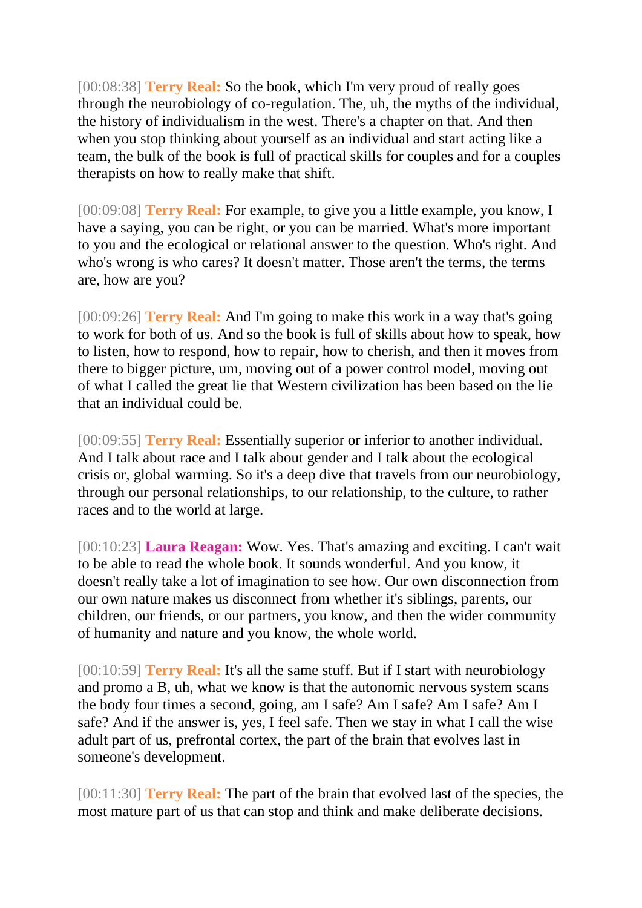[00:08:38] **Terry Real:** So the book, which I'm very proud of really goes through the neurobiology of co-regulation. The, uh, the myths of the individual, the history of individualism in the west. There's a chapter on that. And then when you stop thinking about yourself as an individual and start acting like a team, the bulk of the book is full of practical skills for couples and for a couples therapists on how to really make that shift.

[00:09:08] **Terry Real:** For example, to give you a little example, you know, I have a saying, you can be right, or you can be married. What's more important to you and the ecological or relational answer to the question. Who's right. And who's wrong is who cares? It doesn't matter. Those aren't the terms, the terms are, how are you?

[00:09:26] **Terry Real:** And I'm going to make this work in a way that's going to work for both of us. And so the book is full of skills about how to speak, how to listen, how to respond, how to repair, how to cherish, and then it moves from there to bigger picture, um, moving out of a power control model, moving out of what I called the great lie that Western civilization has been based on the lie that an individual could be.

[00:09:55] **Terry Real:** Essentially superior or inferior to another individual. And I talk about race and I talk about gender and I talk about the ecological crisis or, global warming. So it's a deep dive that travels from our neurobiology, through our personal relationships, to our relationship, to the culture, to rather races and to the world at large.

[00:10:23] **Laura Reagan:** Wow. Yes. That's amazing and exciting. I can't wait to be able to read the whole book. It sounds wonderful. And you know, it doesn't really take a lot of imagination to see how. Our own disconnection from our own nature makes us disconnect from whether it's siblings, parents, our children, our friends, or our partners, you know, and then the wider community of humanity and nature and you know, the whole world.

[00:10:59] **Terry Real:** It's all the same stuff. But if I start with neurobiology and promo a B, uh, what we know is that the autonomic nervous system scans the body four times a second, going, am I safe? Am I safe? Am I safe? Am I safe? And if the answer is, yes, I feel safe. Then we stay in what I call the wise adult part of us, prefrontal cortex, the part of the brain that evolves last in someone's development.

[00:11:30] **Terry Real:** The part of the brain that evolved last of the species, the most mature part of us that can stop and think and make deliberate decisions.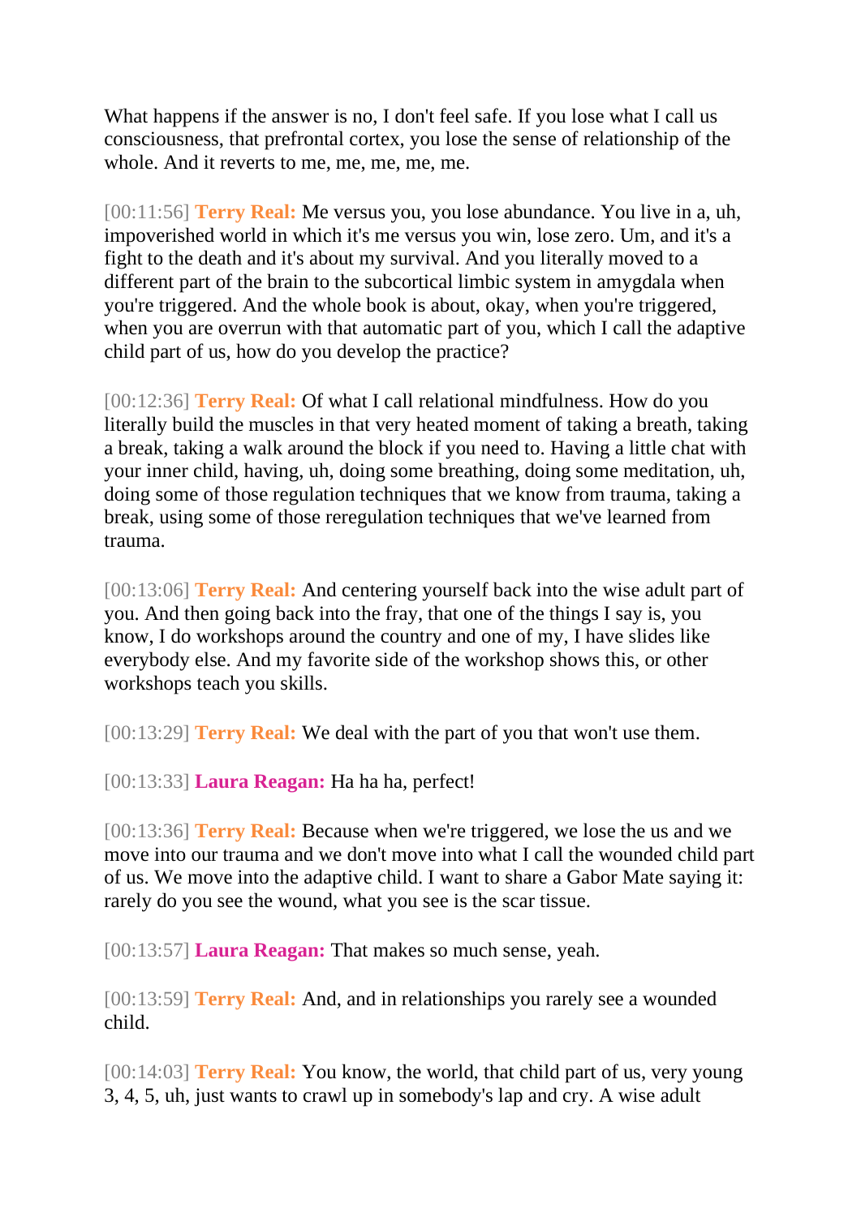What happens if the answer is no, I don't feel safe. If you lose what I call us consciousness, that prefrontal cortex, you lose the sense of relationship of the whole. And it reverts to me, me, me, me, me.

[00:11:56] **Terry Real:** Me versus you, you lose abundance. You live in a, uh, impoverished world in which it's me versus you win, lose zero. Um, and it's a fight to the death and it's about my survival. And you literally moved to a different part of the brain to the subcortical limbic system in amygdala when you're triggered. And the whole book is about, okay, when you're triggered, when you are overrun with that automatic part of you, which I call the adaptive child part of us, how do you develop the practice?

[00:12:36] **Terry Real:** Of what I call relational mindfulness. How do you literally build the muscles in that very heated moment of taking a breath, taking a break, taking a walk around the block if you need to. Having a little chat with your inner child, having, uh, doing some breathing, doing some meditation, uh, doing some of those regulation techniques that we know from trauma, taking a break, using some of those reregulation techniques that we've learned from trauma.

[00:13:06] **Terry Real:** And centering yourself back into the wise adult part of you. And then going back into the fray, that one of the things I say is, you know, I do workshops around the country and one of my, I have slides like everybody else. And my favorite side of the workshop shows this, or other workshops teach you skills.

[00:13:29] **Terry Real:** We deal with the part of you that won't use them.

[00:13:33] **Laura Reagan:** Ha ha ha, perfect!

[00:13:36] **Terry Real:** Because when we're triggered, we lose the us and we move into our trauma and we don't move into what I call the wounded child part of us. We move into the adaptive child. I want to share a Gabor Mate saying it: rarely do you see the wound, what you see is the scar tissue.

[00:13:57] **Laura Reagan:** That makes so much sense, yeah.

[00:13:59] **Terry Real:** And, and in relationships you rarely see a wounded child.

[00:14:03] **Terry Real:** You know, the world, that child part of us, very young 3, 4, 5, uh, just wants to crawl up in somebody's lap and cry. A wise adult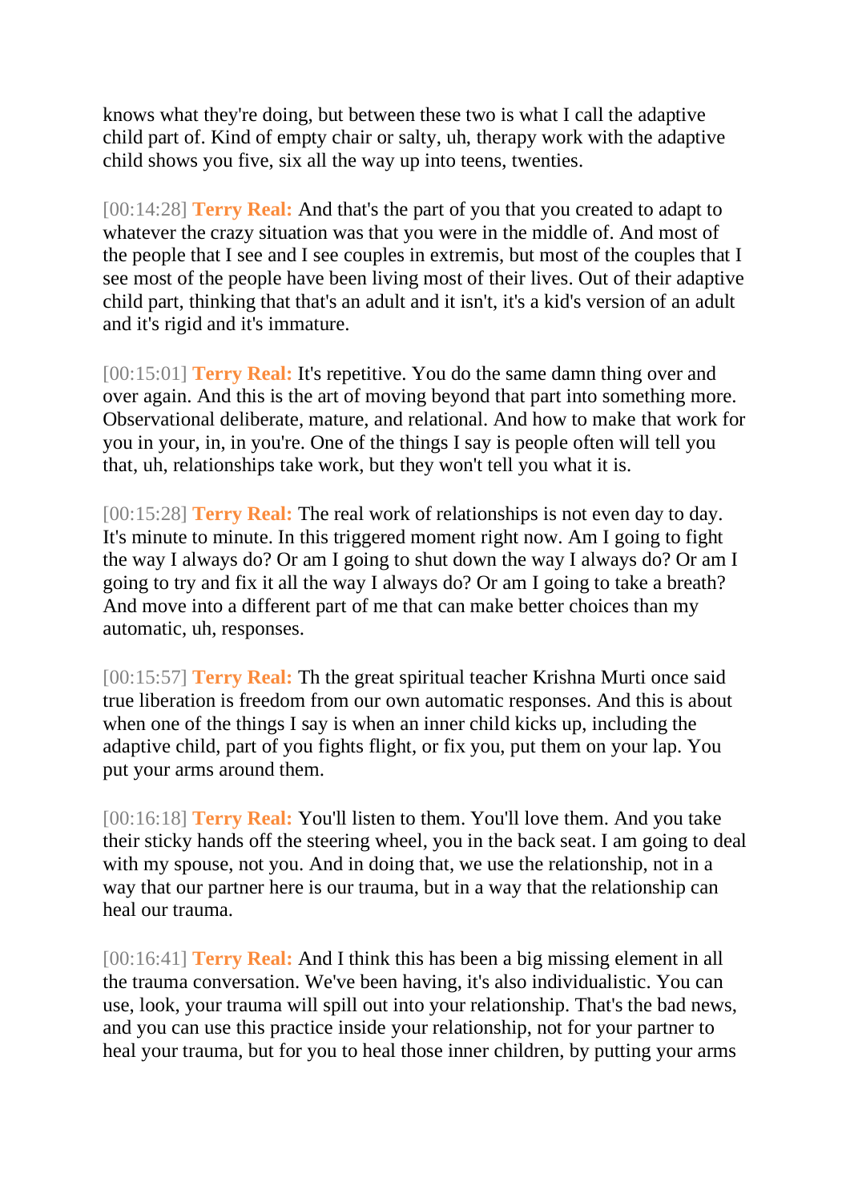knows what they're doing, but between these two is what I call the adaptive child part of. Kind of empty chair or salty, uh, therapy work with the adaptive child shows you five, six all the way up into teens, twenties.

[00:14:28] **Terry Real:** And that's the part of you that you created to adapt to whatever the crazy situation was that you were in the middle of. And most of the people that I see and I see couples in extremis, but most of the couples that I see most of the people have been living most of their lives. Out of their adaptive child part, thinking that that's an adult and it isn't, it's a kid's version of an adult and it's rigid and it's immature.

[00:15:01] **Terry Real:** It's repetitive. You do the same damn thing over and over again. And this is the art of moving beyond that part into something more. Observational deliberate, mature, and relational. And how to make that work for you in your, in, in you're. One of the things I say is people often will tell you that, uh, relationships take work, but they won't tell you what it is.

[00:15:28] **Terry Real:** The real work of relationships is not even day to day. It's minute to minute. In this triggered moment right now. Am I going to fight the way I always do? Or am I going to shut down the way I always do? Or am I going to try and fix it all the way I always do? Or am I going to take a breath? And move into a different part of me that can make better choices than my automatic, uh, responses.

[00:15:57] **Terry Real:** Th the great spiritual teacher Krishna Murti once said true liberation is freedom from our own automatic responses. And this is about when one of the things I say is when an inner child kicks up, including the adaptive child, part of you fights flight, or fix you, put them on your lap. You put your arms around them.

[00:16:18] **Terry Real:** You'll listen to them. You'll love them. And you take their sticky hands off the steering wheel, you in the back seat. I am going to deal with my spouse, not you. And in doing that, we use the relationship, not in a way that our partner here is our trauma, but in a way that the relationship can heal our trauma.

[00:16:41] **Terry Real:** And I think this has been a big missing element in all the trauma conversation. We've been having, it's also individualistic. You can use, look, your trauma will spill out into your relationship. That's the bad news, and you can use this practice inside your relationship, not for your partner to heal your trauma, but for you to heal those inner children, by putting your arms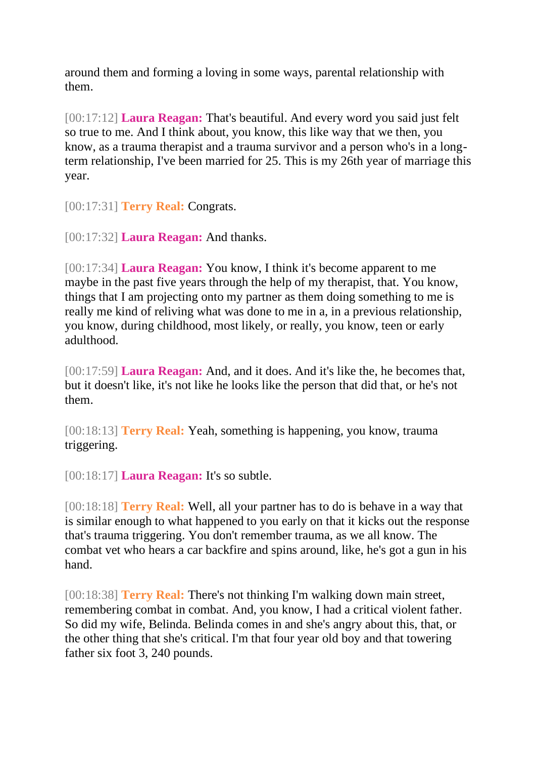around them and forming a loving in some ways, parental relationship with them.

[00:17:12] **Laura Reagan:** That's beautiful. And every word you said just felt so true to me. And I think about, you know, this like way that we then, you know, as a trauma therapist and a trauma survivor and a person who's in a long-term relationship, I've been married for 25. This is my 26th year of marriage this year.

[00:17:31] **Terry Real:** Congrats.

[00:17:32] **Laura Reagan:** And thanks.

[00:17:34] **Laura Reagan:** You know, I think it's become apparent to me maybe in the past five years through the help of my therapist, that. You know, things that I am projecting onto my partner as them doing something to me is really me kind of reliving what was done to me in a, in a previous relationship, you know, during childhood, most likely, or really, you know, teen or early adulthood.

[00:17:59] **Laura Reagan:** And, and it does. And it's like the, he becomes that, but it doesn't like, it's not like he looks like the person that did that, or he's not them.

[00:18:13] **Terry Real:** Yeah, something is happening, you know, trauma triggering.

[00:18:17] **Laura Reagan:** It's so subtle.

[00:18:18] **Terry Real:** Well, all your partner has to do is behave in a way that is similar enough to what happened to you early on that it kicks out the response that's trauma triggering. You don't remember trauma, as we all know. The combat vet who hears a car backfire and spins around, like, he's got a gun in his hand.

[00:18:38] **Terry Real:** There's not thinking I'm walking down main street, remembering combat in combat. And, you know, I had a critical violent father. So did my wife, Belinda. Belinda comes in and she's angry about this, that, or the other thing that she's critical. I'm that four year old boy and that towering father six foot 3, 240 pounds.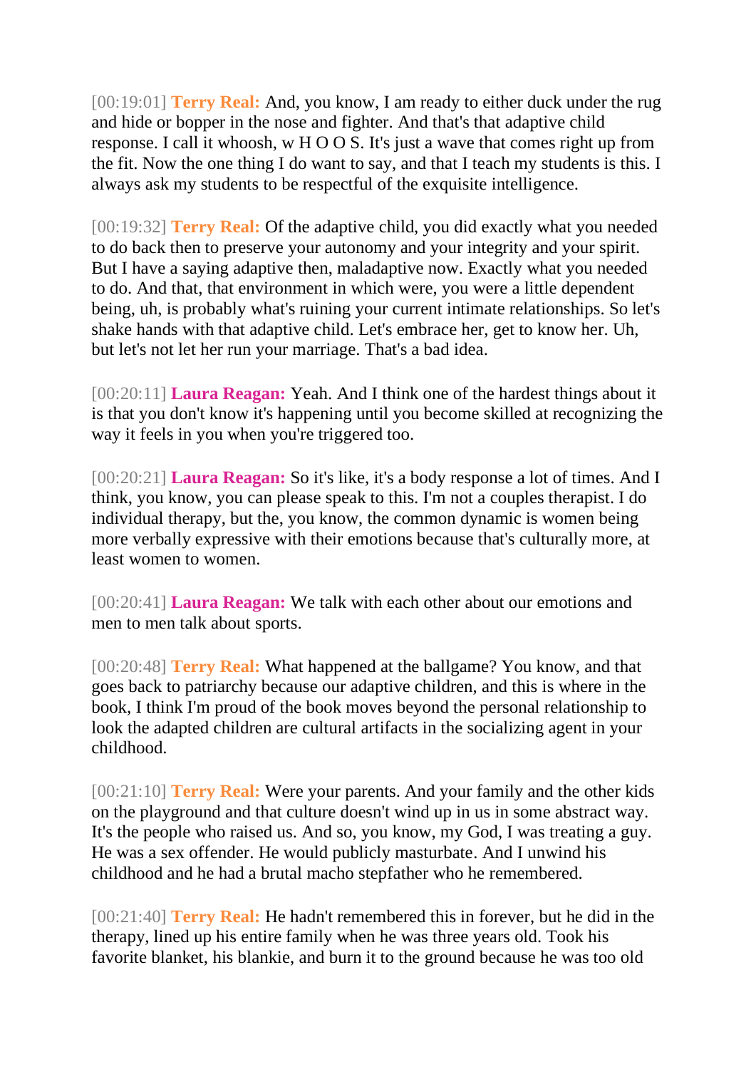[00:19:01] **Terry Real:** And, you know, I am ready to either duck under the rug and hide or bopper in the nose and fighter. And that's that adaptive child response. I call it whoosh, w H O O S. It's just a wave that comes right up from the fit. Now the one thing I do want to say, and that I teach my students is this. I always ask my students to be respectful of the exquisite intelligence.

[00:19:32] **Terry Real:** Of the adaptive child, you did exactly what you needed to do back then to preserve your autonomy and your integrity and your spirit. But I have a saying adaptive then, maladaptive now. Exactly what you needed to do. And that, that environment in which were, you were a little dependent being, uh, is probably what's ruining your current intimate relationships. So let's shake hands with that adaptive child. Let's embrace her, get to know her. Uh, but let's not let her run your marriage. That's a bad idea.

[00:20:11] **Laura Reagan:** Yeah. And I think one of the hardest things about it is that you don't know it's happening until you become skilled at recognizing the way it feels in you when you're triggered too.

[00:20:21] **Laura Reagan:** So it's like, it's a body response a lot of times. And I think, you know, you can please speak to this. I'm not a couples therapist. I do individual therapy, but the, you know, the common dynamic is women being more verbally expressive with their emotions because that's culturally more, at least women to women.

[00:20:41] **Laura Reagan:** We talk with each other about our emotions and men to men talk about sports.

[00:20:48] **Terry Real:** What happened at the ballgame? You know, and that goes back to patriarchy because our adaptive children, and this is where in the book, I think I'm proud of the book moves beyond the personal relationship to look the adapted children are cultural artifacts in the socializing agent in your childhood.

[00:21:10] **Terry Real:** Were your parents. And your family and the other kids on the playground and that culture doesn't wind up in us in some abstract way. It's the people who raised us. And so, you know, my God, I was treating a guy. He was a sex offender. He would publicly masturbate. And I unwind his childhood and he had a brutal macho stepfather who he remembered.

[00:21:40] **Terry Real:** He hadn't remembered this in forever, but he did in the therapy, lined up his entire family when he was three years old. Took his favorite blanket, his blankie, and burn it to the ground because he was too old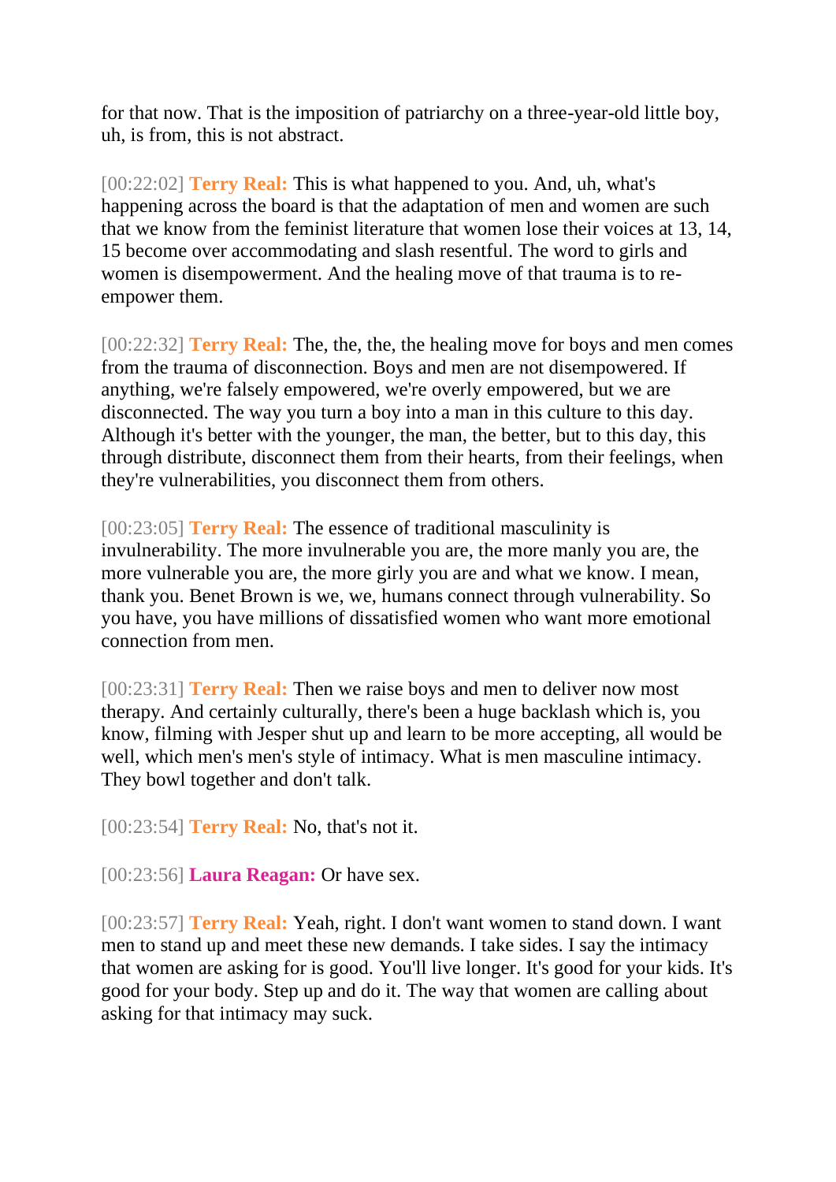for that now. That is the imposition of patriarchy on a three-year-old little boy, uh, is from, this is not abstract.

[00:22:02] **Terry Real:** This is what happened to you. And, uh, what's happening across the board is that the adaptation of men and women are such that we know from the feminist literature that women lose their voices at 13, 14, 15 become over accommodating and slash resentful. The word to girls and women is disempowerment. And the healing move of that trauma is to re-empower them.

[00:22:32] **Terry Real:** The, the, the, the healing move for boys and men comes from the trauma of disconnection. Boys and men are not disempowered. If anything, we're falsely empowered, we're overly empowered, but we are disconnected. The way you turn a boy into a man in this culture to this day. Although it's better with the younger, the man, the better, but to this day, this through distribute, disconnect them from their hearts, from their feelings, when they're vulnerabilities, you disconnect them from others.

[00:23:05] **Terry Real:** The essence of traditional masculinity is invulnerability. The more invulnerable you are, the more manly you are, the more vulnerable you are, the more girly you are and what we know. I mean, thank you. Benet Brown is we, we, humans connect through vulnerability. So you have, you have millions of dissatisfied women who want more emotional connection from men.

[00:23:31] **Terry Real:** Then we raise boys and men to deliver now most therapy. And certainly culturally, there's been a huge backlash which is, you know, filming with Jesper shut up and learn to be more accepting, all would be well, which men's men's style of intimacy. What is men masculine intimacy. They bowl together and don't talk.

[00:23:54] **Terry Real:** No, that's not it.

[00:23:56] **Laura Reagan:** Or have sex.

[00:23:57] **Terry Real:** Yeah, right. I don't want women to stand down. I want men to stand up and meet these new demands. I take sides. I say the intimacy that women are asking for is good. You'll live longer. It's good for your kids. It's good for your body. Step up and do it. The way that women are calling about asking for that intimacy may suck.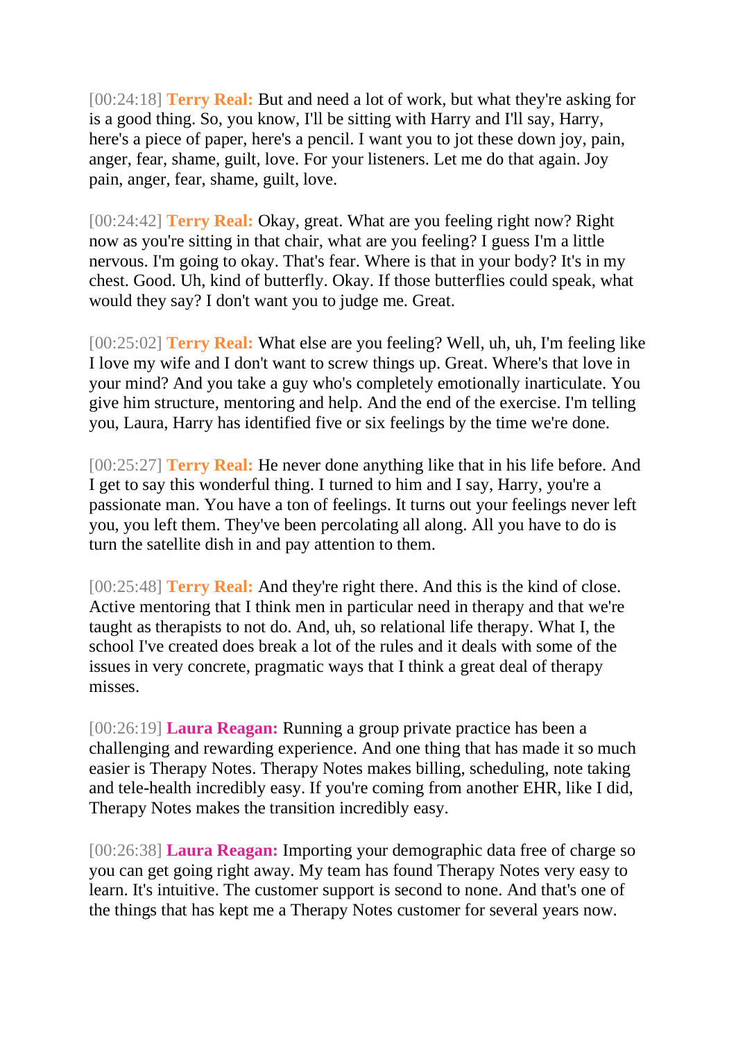[00:24:18] **Terry Real:** But and need a lot of work, but what they're asking for is a good thing. So, you know, I'll be sitting with Harry and I'll say, Harry, here's a piece of paper, here's a pencil. I want you to jot these down joy, pain, anger, fear, shame, guilt, love. For your listeners. Let me do that again. Joy pain, anger, fear, shame, guilt, love.

[00:24:42] **Terry Real:** Okay, great. What are you feeling right now? Right now as you're sitting in that chair, what are you feeling? I guess I'm a little nervous. I'm going to okay. That's fear. Where is that in your body? It's in my chest. Good. Uh, kind of butterfly. Okay. If those butterflies could speak, what would they say? I don't want you to judge me. Great.

[00:25:02] **Terry Real:** What else are you feeling? Well, uh, uh, I'm feeling like I love my wife and I don't want to screw things up. Great. Where's that love in your mind? And you take a guy who's completely emotionally inarticulate. You give him structure, mentoring and help. And the end of the exercise. I'm telling you, Laura, Harry has identified five or six feelings by the time we're done.

[00:25:27] **Terry Real:** He never done anything like that in his life before. And I get to say this wonderful thing. I turned to him and I say, Harry, you're a passionate man. You have a ton of feelings. It turns out your feelings never left you, you left them. They've been percolating all along. All you have to do is turn the satellite dish in and pay attention to them.

[00:25:48] **Terry Real:** And they're right there. And this is the kind of close. Active mentoring that I think men in particular need in therapy and that we're taught as therapists to not do. And, uh, so relational life therapy. What I, the school I've created does break a lot of the rules and it deals with some of the issues in very concrete, pragmatic ways that I think a great deal of therapy misses.

[00:26:19] **Laura Reagan:** Running a group private practice has been a challenging and rewarding experience. And one thing that has made it so much easier is Therapy Notes. Therapy Notes makes billing, scheduling, note taking and tele-health incredibly easy. If you're coming from another EHR, like I did, Therapy Notes makes the transition incredibly easy.

[00:26:38] **Laura Reagan:** Importing your demographic data free of charge so you can get going right away. My team has found Therapy Notes very easy to learn. It's intuitive. The customer support is second to none. And that's one of the things that has kept me a Therapy Notes customer for several years now.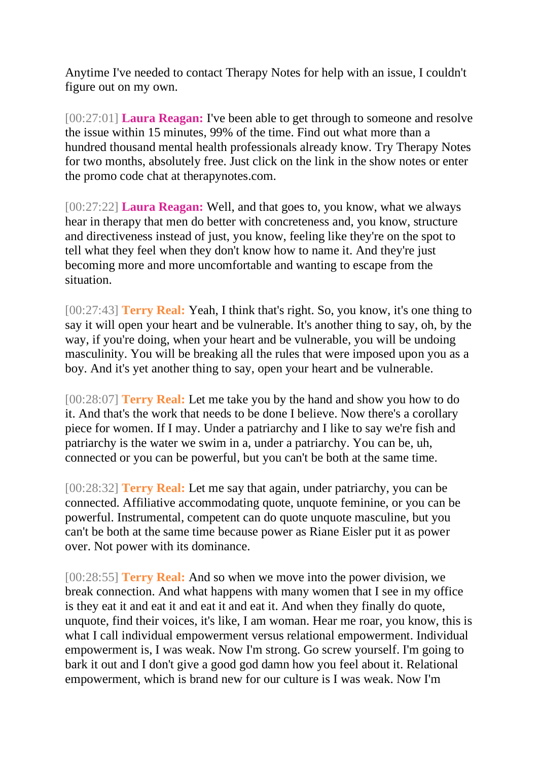Anytime I've needed to contact Therapy Notes for help with an issue, I couldn't figure out on my own.

[00:27:01] **Laura Reagan:** I've been able to get through to someone and resolve the issue within 15 minutes, 99% of the time. Find out what more than a hundred thousand mental health professionals already know. Try Therapy Notes for two months, absolutely free. Just click on the link in the show notes or enter the promo code chat at therapynotes.com.

[00:27:22] **Laura Reagan:** Well, and that goes to, you know, what we always hear in therapy that men do better with concreteness and, you know, structure and directiveness instead of just, you know, feeling like they're on the spot to tell what they feel when they don't know how to name it. And they're just becoming more and more uncomfortable and wanting to escape from the situation.

[00:27:43] **Terry Real:** Yeah, I think that's right. So, you know, it's one thing to say it will open your heart and be vulnerable. It's another thing to say, oh, by the way, if you're doing, when your heart and be vulnerable, you will be undoing masculinity. You will be breaking all the rules that were imposed upon you as a boy. And it's yet another thing to say, open your heart and be vulnerable.

[00:28:07] **Terry Real:** Let me take you by the hand and show you how to do it. And that's the work that needs to be done I believe. Now there's a corollary piece for women. If I may. Under a patriarchy and I like to say we're fish and patriarchy is the water we swim in a, under a patriarchy. You can be, uh, connected or you can be powerful, but you can't be both at the same time.

[00:28:32] **Terry Real:** Let me say that again, under patriarchy, you can be connected. Affiliative accommodating quote, unquote feminine, or you can be powerful. Instrumental, competent can do quote unquote masculine, but you can't be both at the same time because power as Riane Eisler put it as power over. Not power with its dominance.

[00:28:55] **Terry Real:** And so when we move into the power division, we break connection. And what happens with many women that I see in my office is they eat it and eat it and eat it and eat it. And when they finally do quote, unquote, find their voices, it's like, I am woman. Hear me roar, you know, this is what I call individual empowerment versus relational empowerment. Individual empowerment is, I was weak. Now I'm strong. Go screw yourself. I'm going to bark it out and I don't give a good god damn how you feel about it. Relational empowerment, which is brand new for our culture is I was weak. Now I'm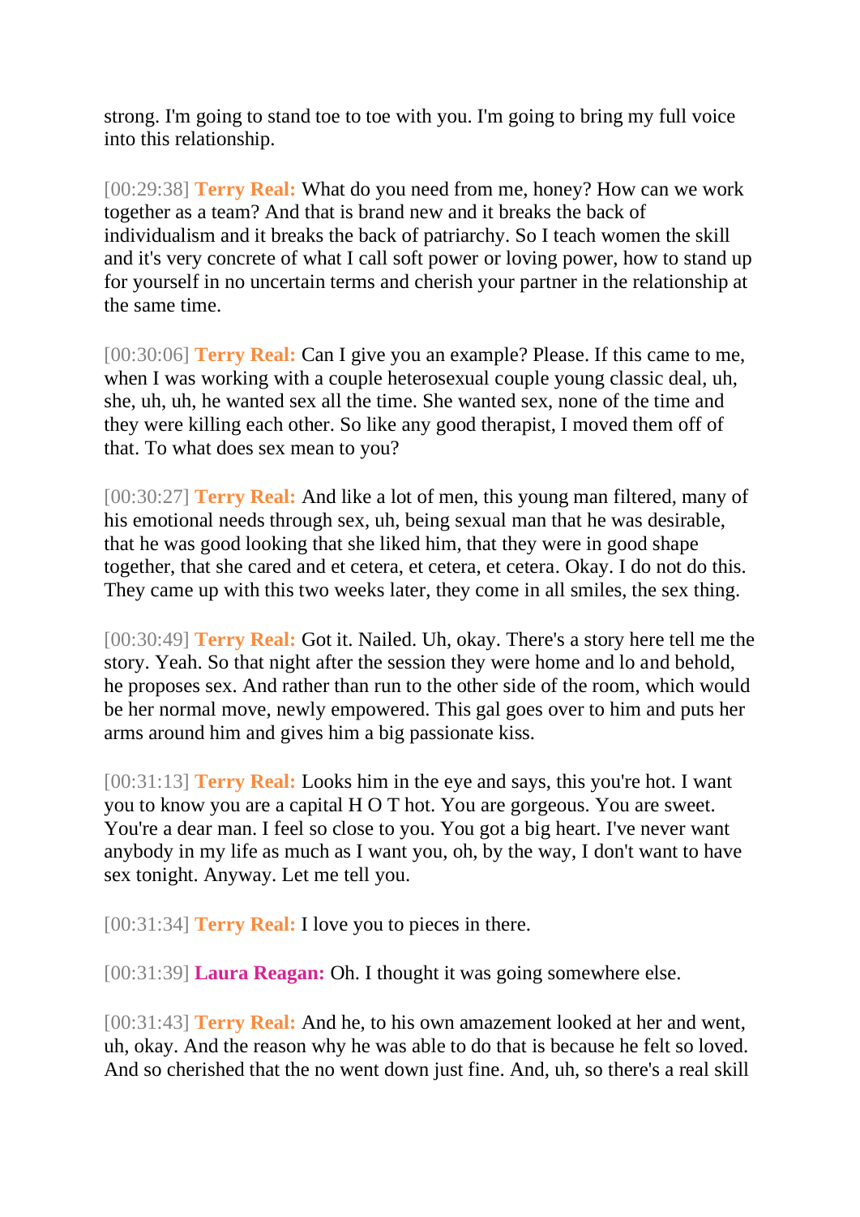strong. I'm going to stand toe to toe with you. I'm going to bring my full voice into this relationship.

[00:29:38] **Terry Real:** What do you need from me, honey? How can we work together as a team? And that is brand new and it breaks the back of individualism and it breaks the back of patriarchy. So I teach women the skill and it's very concrete of what I call soft power or loving power, how to stand up for yourself in no uncertain terms and cherish your partner in the relationship at the same time.

[00:30:06] **Terry Real:** Can I give you an example? Please. If this came to me, when I was working with a couple heterosexual couple young classic deal, uh, she, uh, uh, he wanted sex all the time. She wanted sex, none of the time and they were killing each other. So like any good therapist, I moved them off of that. To what does sex mean to you?

[00:30:27] **Terry Real:** And like a lot of men, this young man filtered, many of his emotional needs through sex, uh, being sexual man that he was desirable, that he was good looking that she liked him, that they were in good shape together, that she cared and et cetera, et cetera, et cetera. Okay. I do not do this. They came up with this two weeks later, they come in all smiles, the sex thing.

[00:30:49] **Terry Real:** Got it. Nailed. Uh, okay. There's a story here tell me the story. Yeah. So that night after the session they were home and lo and behold, he proposes sex. And rather than run to the other side of the room, which would be her normal move, newly empowered. This gal goes over to him and puts her arms around him and gives him a big passionate kiss.

[00:31:13] **Terry Real:** Looks him in the eye and says, this you're hot. I want you to know you are a capital H O T hot. You are gorgeous. You are sweet. You're a dear man. I feel so close to you. You got a big heart. I've never want anybody in my life as much as I want you, oh, by the way, I don't want to have sex tonight. Anyway. Let me tell you.

[00:31:34] **Terry Real:** I love you to pieces in there.

[00:31:39] **Laura Reagan:** Oh. I thought it was going somewhere else.

[00:31:43] **Terry Real:** And he, to his own amazement looked at her and went, uh, okay. And the reason why he was able to do that is because he felt so loved. And so cherished that the no went down just fine. And, uh, so there's a real skill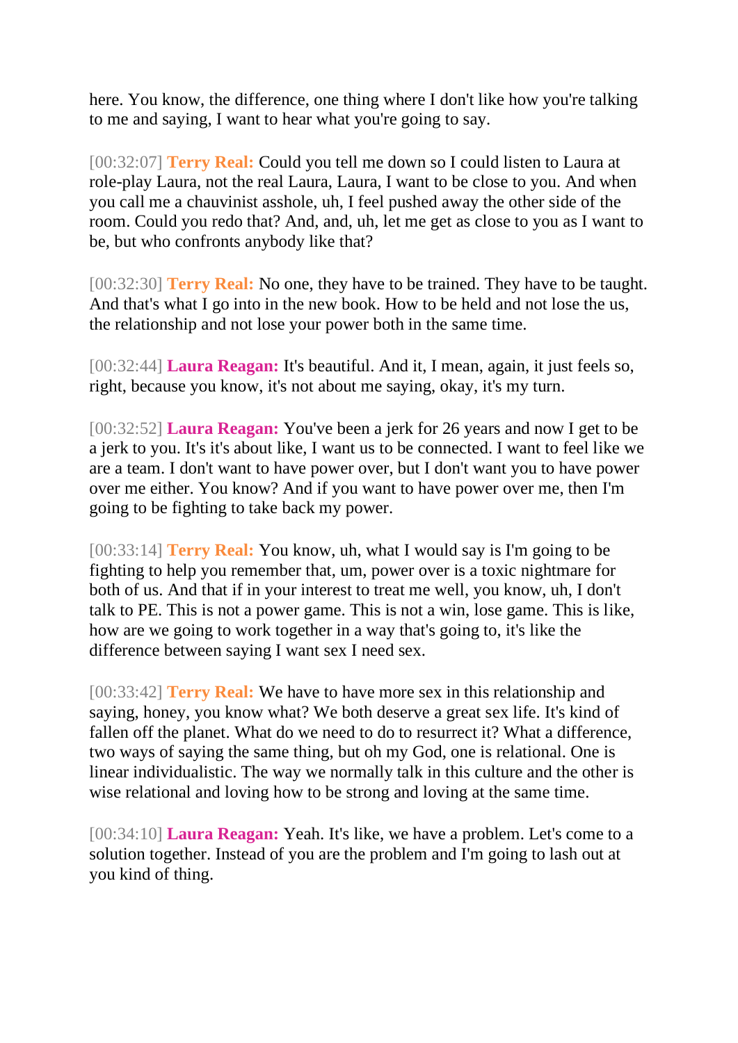here. You know, the difference, one thing where I don't like how you're talking to me and saying, I want to hear what you're going to say.

[00:32:07] **Terry Real:** Could you tell me down so I could listen to Laura at role-play Laura, not the real Laura, Laura, I want to be close to you. And when you call me a chauvinist asshole, uh, I feel pushed away the other side of the room. Could you redo that? And, and, uh, let me get as close to you as I want to be, but who confronts anybody like that?

[00:32:30] **Terry Real:** No one, they have to be trained. They have to be taught. And that's what I go into in the new book. How to be held and not lose the us, the relationship and not lose your power both in the same time.

[00:32:44] **Laura Reagan:** It's beautiful. And it, I mean, again, it just feels so, right, because you know, it's not about me saying, okay, it's my turn.

[00:32:52] **Laura Reagan:** You've been a jerk for 26 years and now I get to be a jerk to you. It's it's about like, I want us to be connected. I want to feel like we are a team. I don't want to have power over, but I don't want you to have power over me either. You know? And if you want to have power over me, then I'm going to be fighting to take back my power.

[00:33:14] **Terry Real:** You know, uh, what I would say is I'm going to be fighting to help you remember that, um, power over is a toxic nightmare for both of us. And that if in your interest to treat me well, you know, uh, I don't talk to PE. This is not a power game. This is not a win, lose game. This is like, how are we going to work together in a way that's going to, it's like the difference between saying I want sex I need sex.

[00:33:42] **Terry Real:** We have to have more sex in this relationship and saying, honey, you know what? We both deserve a great sex life. It's kind of fallen off the planet. What do we need to do to resurrect it? What a difference, two ways of saying the same thing, but oh my God, one is relational. One is linear individualistic. The way we normally talk in this culture and the other is wise relational and loving how to be strong and loving at the same time.

[00:34:10] **Laura Reagan:** Yeah. It's like, we have a problem. Let's come to a solution together. Instead of you are the problem and I'm going to lash out at you kind of thing.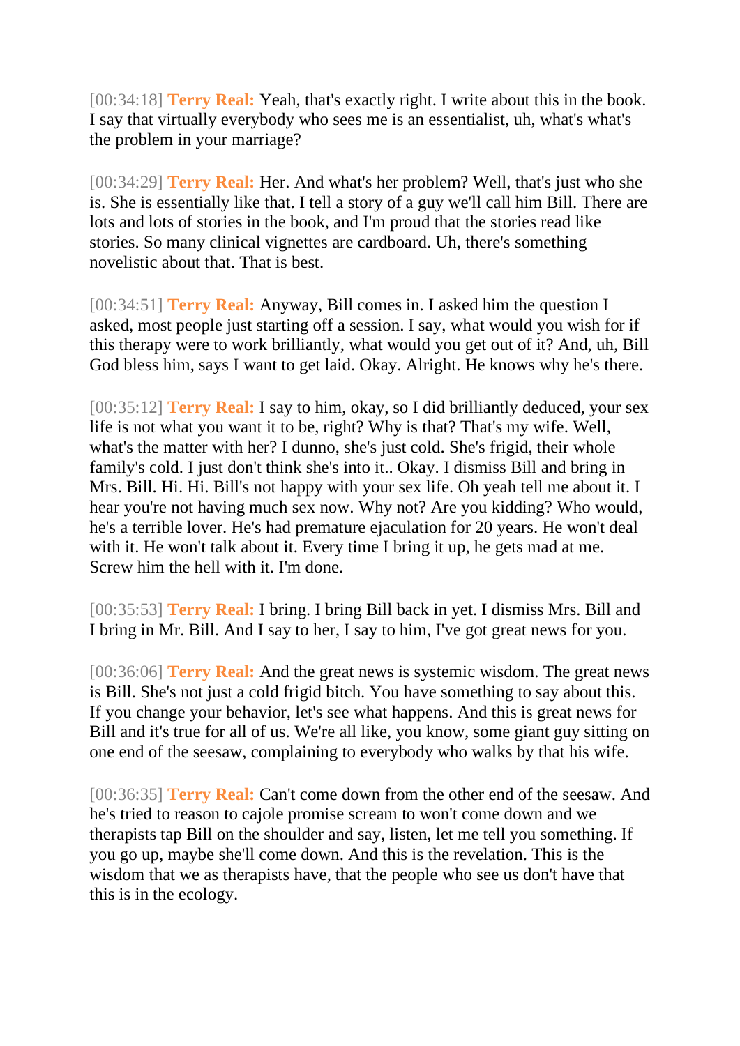[00:34:18] **Terry Real:** Yeah, that's exactly right. I write about this in the book. I say that virtually everybody who sees me is an essentialist, uh, what's what's the problem in your marriage?

[00:34:29] **Terry Real:** Her. And what's her problem? Well, that's just who she is. She is essentially like that. I tell a story of a guy we'll call him Bill. There are lots and lots of stories in the book, and I'm proud that the stories read like stories. So many clinical vignettes are cardboard. Uh, there's something novelistic about that. That is best.

[00:34:51] **Terry Real:** Anyway, Bill comes in. I asked him the question I asked, most people just starting off a session. I say, what would you wish for if this therapy were to work brilliantly, what would you get out of it? And, uh, Bill God bless him, says I want to get laid. Okay. Alright. He knows why he's there.

[00:35:12] **Terry Real:** I say to him, okay, so I did brilliantly deduced, your sex life is not what you want it to be, right? Why is that? That's my wife. Well, what's the matter with her? I dunno, she's just cold. She's frigid, their whole family's cold. I just don't think she's into it.. Okay. I dismiss Bill and bring in Mrs. Bill. Hi. Hi. Bill's not happy with your sex life. Oh yeah tell me about it. I hear you're not having much sex now. Why not? Are you kidding? Who would, he's a terrible lover. He's had premature ejaculation for 20 years. He won't deal with it. He won't talk about it. Every time I bring it up, he gets mad at me. Screw him the hell with it. I'm done.

[00:35:53] **Terry Real:** I bring. I bring Bill back in yet. I dismiss Mrs. Bill and I bring in Mr. Bill. And I say to her, I say to him, I've got great news for you.

[00:36:06] **Terry Real:** And the great news is systemic wisdom. The great news is Bill. She's not just a cold frigid bitch. You have something to say about this. If you change your behavior, let's see what happens. And this is great news for Bill and it's true for all of us. We're all like, you know, some giant guy sitting on one end of the seesaw, complaining to everybody who walks by that his wife.

[00:36:35] **Terry Real:** Can't come down from the other end of the seesaw. And he's tried to reason to cajole promise scream to won't come down and we therapists tap Bill on the shoulder and say, listen, let me tell you something. If you go up, maybe she'll come down. And this is the revelation. This is the wisdom that we as therapists have, that the people who see us don't have that this is in the ecology.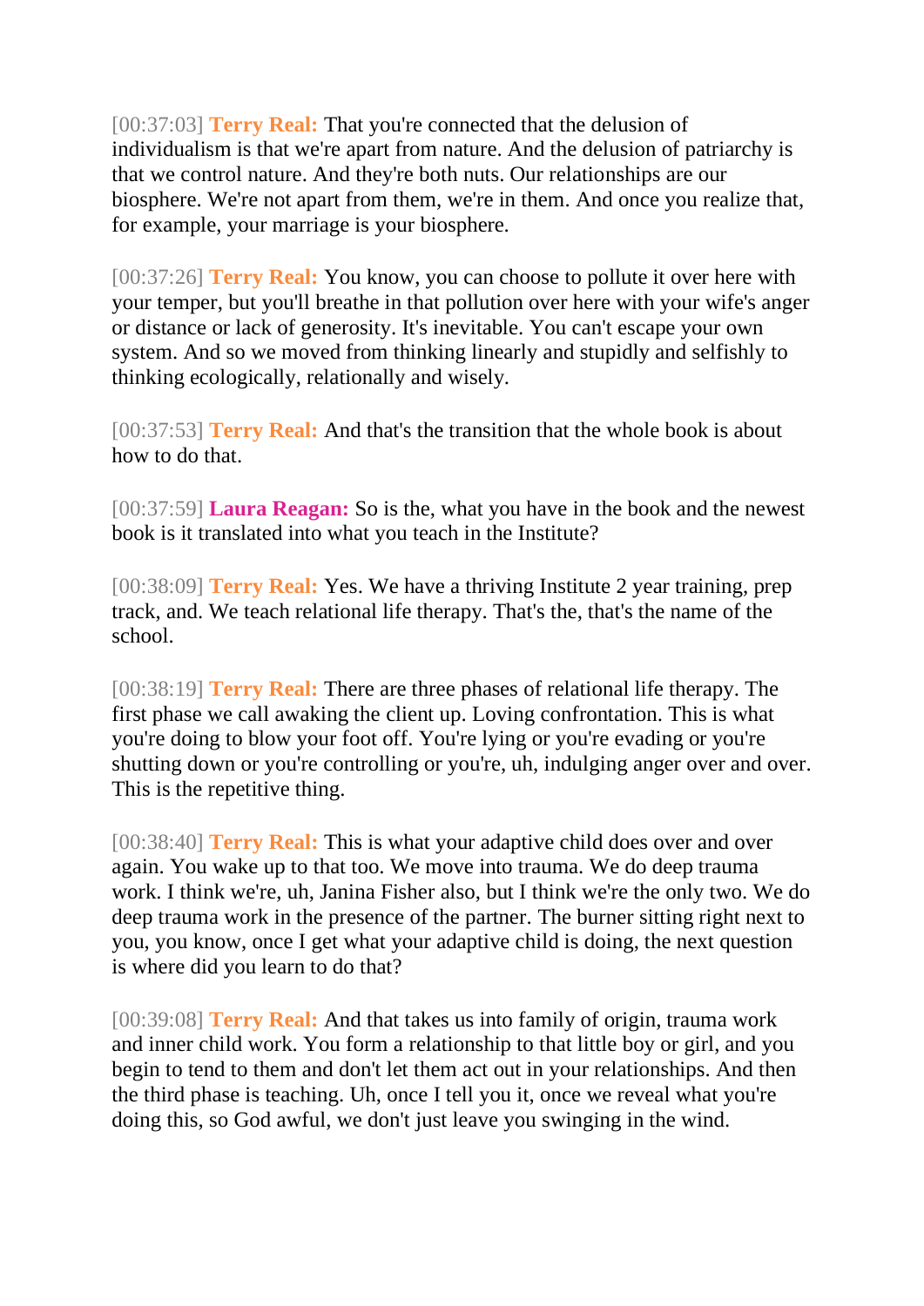[00:37:03] **Terry Real:** That you're connected that the delusion of individualism is that we're apart from nature. And the delusion of patriarchy is that we control nature. And they're both nuts. Our relationships are our biosphere. We're not apart from them, we're in them. And once you realize that, for example, your marriage is your biosphere.

[00:37:26] **Terry Real:** You know, you can choose to pollute it over here with your temper, but you'll breathe in that pollution over here with your wife's anger or distance or lack of generosity. It's inevitable. You can't escape your own system. And so we moved from thinking linearly and stupidly and selfishly to thinking ecologically, relationally and wisely.

[00:37:53] **Terry Real:** And that's the transition that the whole book is about how to do that.

[00:37:59] **Laura Reagan:** So is the, what you have in the book and the newest book is it translated into what you teach in the Institute?

[00:38:09] **Terry Real:** Yes. We have a thriving Institute 2 year training, prep track, and. We teach relational life therapy. That's the, that's the name of the school.

[00:38:19] **Terry Real:** There are three phases of relational life therapy. The first phase we call awaking the client up. Loving confrontation. This is what you're doing to blow your foot off. You're lying or you're evading or you're shutting down or you're controlling or you're, uh, indulging anger over and over. This is the repetitive thing.

[00:38:40] **Terry Real:** This is what your adaptive child does over and over again. You wake up to that too. We move into trauma. We do deep trauma work. I think we're, uh, Janina Fisher also, but I think we're the only two. We do deep trauma work in the presence of the partner. The burner sitting right next to you, you know, once I get what your adaptive child is doing, the next question is where did you learn to do that?

[00:39:08] **Terry Real:** And that takes us into family of origin, trauma work and inner child work. You form a relationship to that little boy or girl, and you begin to tend to them and don't let them act out in your relationships. And then the third phase is teaching. Uh, once I tell you it, once we reveal what you're doing this, so God awful, we don't just leave you swinging in the wind.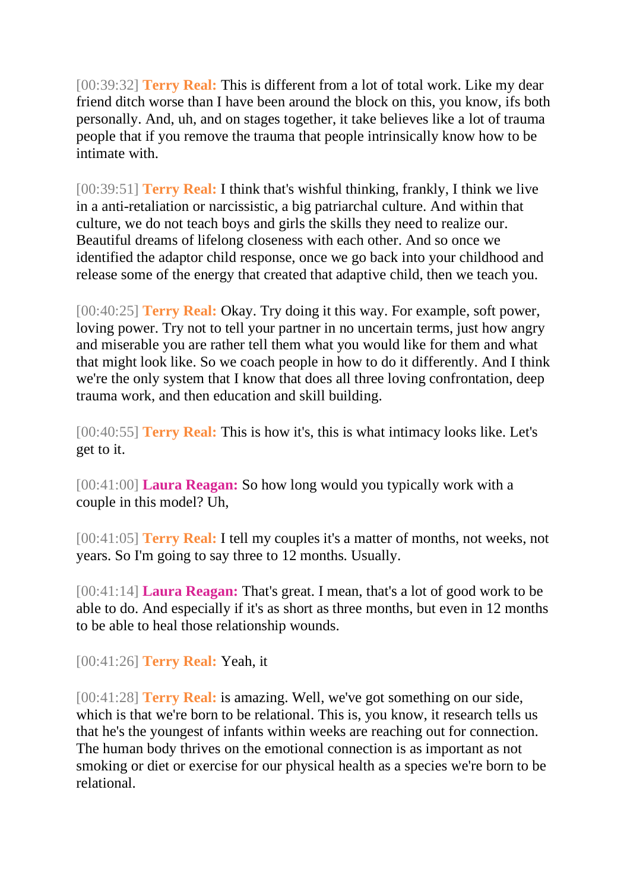[00:39:32] **Terry Real:** This is different from a lot of total work. Like my dear friend ditch worse than I have been around the block on this, you know, ifs both personally. And, uh, and on stages together, it take believes like a lot of trauma people that if you remove the trauma that people intrinsically know how to be intimate with.

[00:39:51] **Terry Real:** I think that's wishful thinking, frankly, I think we live in a anti-retaliation or narcissistic, a big patriarchal culture. And within that culture, we do not teach boys and girls the skills they need to realize our. Beautiful dreams of lifelong closeness with each other. And so once we identified the adaptor child response, once we go back into your childhood and release some of the energy that created that adaptive child, then we teach you.

[00:40:25] **Terry Real:** Okay. Try doing it this way. For example, soft power, loving power. Try not to tell your partner in no uncertain terms, just how angry and miserable you are rather tell them what you would like for them and what that might look like. So we coach people in how to do it differently. And I think we're the only system that I know that does all three loving confrontation, deep trauma work, and then education and skill building.

[00:40:55] **Terry Real:** This is how it's, this is what intimacy looks like. Let's get to it.

[00:41:00] **Laura Reagan:** So how long would you typically work with a couple in this model? Uh,

[00:41:05] **Terry Real:** I tell my couples it's a matter of months, not weeks, not years. So I'm going to say three to 12 months. Usually.

[00:41:14] **Laura Reagan:** That's great. I mean, that's a lot of good work to be able to do. And especially if it's as short as three months, but even in 12 months to be able to heal those relationship wounds.

[00:41:26] **Terry Real:** Yeah, it

[00:41:28] **Terry Real:** is amazing. Well, we've got something on our side, which is that we're born to be relational. This is, you know, it research tells us that he's the youngest of infants within weeks are reaching out for connection. The human body thrives on the emotional connection is as important as not smoking or diet or exercise for our physical health as a species we're born to be relational.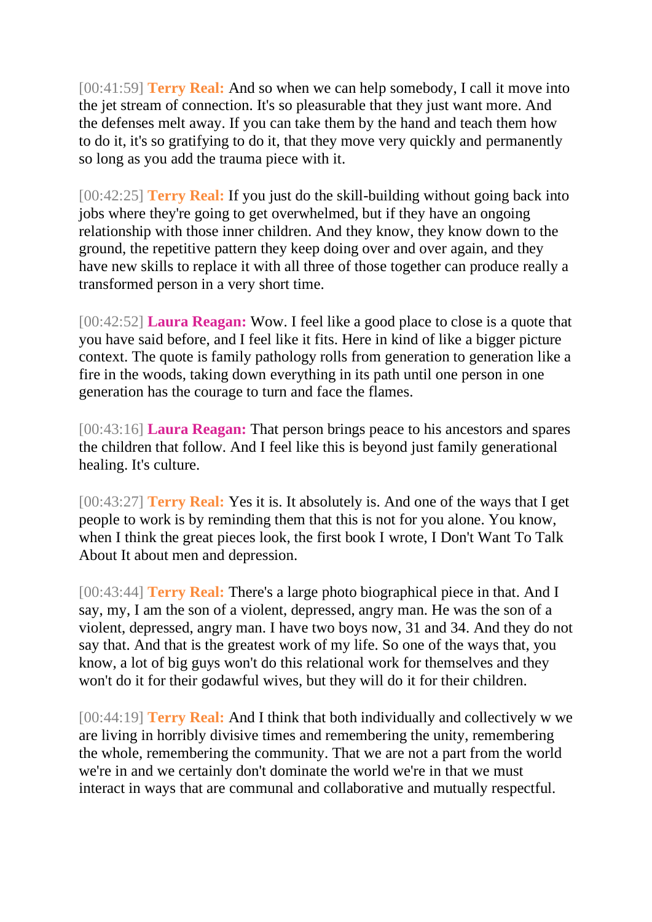[00:41:59] **Terry Real:** And so when we can help somebody, I call it move into the jet stream of connection. It's so pleasurable that they just want more. And the defenses melt away. If you can take them by the hand and teach them how to do it, it's so gratifying to do it, that they move very quickly and permanently so long as you add the trauma piece with it.

[00:42:25] **Terry Real:** If you just do the skill-building without going back into jobs where they're going to get overwhelmed, but if they have an ongoing relationship with those inner children. And they know, they know down to the ground, the repetitive pattern they keep doing over and over again, and they have new skills to replace it with all three of those together can produce really a transformed person in a very short time.

[00:42:52] **Laura Reagan:** Wow. I feel like a good place to close is a quote that you have said before, and I feel like it fits. Here in kind of like a bigger picture context. The quote is family pathology rolls from generation to generation like a fire in the woods, taking down everything in its path until one person in one generation has the courage to turn and face the flames.

[00:43:16] **Laura Reagan:** That person brings peace to his ancestors and spares the children that follow. And I feel like this is beyond just family generational healing. It's culture.

[00:43:27] **Terry Real:** Yes it is. It absolutely is. And one of the ways that I get people to work is by reminding them that this is not for you alone. You know, when I think the great pieces look, the first book I wrote, I Don't Want To Talk About It about men and depression.

[00:43:44] **Terry Real:** There's a large photo biographical piece in that. And I say, my, I am the son of a violent, depressed, angry man. He was the son of a violent, depressed, angry man. I have two boys now, 31 and 34. And they do not say that. And that is the greatest work of my life. So one of the ways that, you know, a lot of big guys won't do this relational work for themselves and they won't do it for their godawful wives, but they will do it for their children.

[00:44:19] **Terry Real:** And I think that both individually and collectively w we are living in horribly divisive times and remembering the unity, remembering the whole, remembering the community. That we are not a part from the world we're in and we certainly don't dominate the world we're in that we must interact in ways that are communal and collaborative and mutually respectful.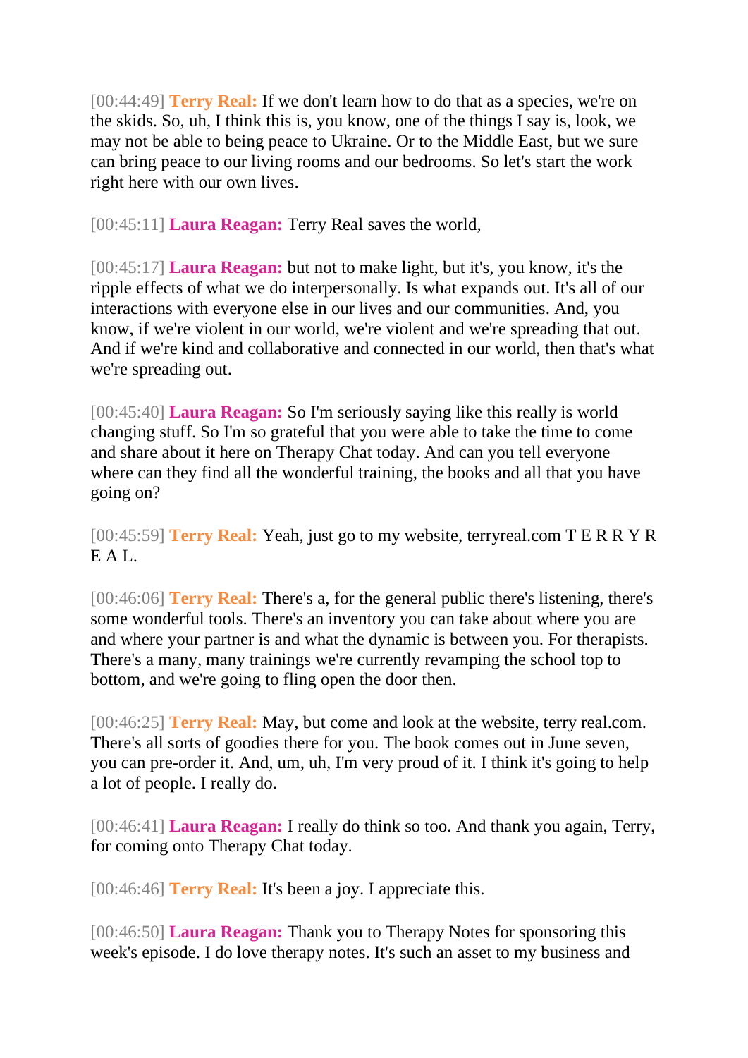[00:44:49] **Terry Real:** If we don't learn how to do that as a species, we're on the skids. So, uh, I think this is, you know, one of the things I say is, look, we may not be able to being peace to Ukraine. Or to the Middle East, but we sure can bring peace to our living rooms and our bedrooms. So let's start the work right here with our own lives.

[00:45:11] **Laura Reagan:** Terry Real saves the world,

[00:45:17] **Laura Reagan:** but not to make light, but it's, you know, it's the ripple effects of what we do interpersonally. Is what expands out. It's all of our interactions with everyone else in our lives and our communities. And, you know, if we're violent in our world, we're violent and we're spreading that out. And if we're kind and collaborative and connected in our world, then that's what we're spreading out.

[00:45:40] **Laura Reagan:** So I'm seriously saying like this really is world changing stuff. So I'm so grateful that you were able to take the time to come and share about it here on Therapy Chat today. And can you tell everyone where can they find all the wonderful training, the books and all that you have going on?

[00:45:59] **Terry Real:** Yeah, just go to my website, terryreal.com T E R R Y R E A L.

[00:46:06] **Terry Real:** There's a, for the general public there's listening, there's some wonderful tools. There's an inventory you can take about where you are and where your partner is and what the dynamic is between you. For therapists. There's a many, many trainings we're currently revamping the school top to bottom, and we're going to fling open the door then.

[00:46:25] **Terry Real:** May, but come and look at the website, terry real.com. There's all sorts of goodies there for you. The book comes out in June seven, you can pre-order it. And, um, uh, I'm very proud of it. I think it's going to help a lot of people. I really do.

[00:46:41] **Laura Reagan:** I really do think so too. And thank you again, Terry, for coming onto Therapy Chat today.

[00:46:46] **Terry Real:** It's been a joy. I appreciate this.

[00:46:50] **Laura Reagan:** Thank you to Therapy Notes for sponsoring this week's episode. I do love therapy notes. It's such an asset to my business and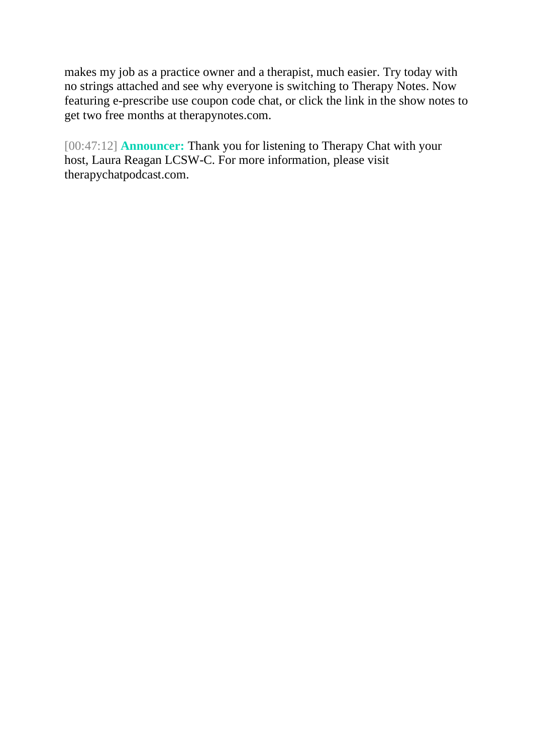makes my job as a practice owner and a therapist, much easier. Try today with no strings attached and see why everyone is switching to Therapy Notes. Now featuring e-prescribe use coupon code chat, or click the link in the show notes to get two free months at therapynotes.com.

[00:47:12] **Announcer:** Thank you for listening to Therapy Chat with your host, Laura Reagan LCSW-C. For more information, please visit therapychatpodcast.com.